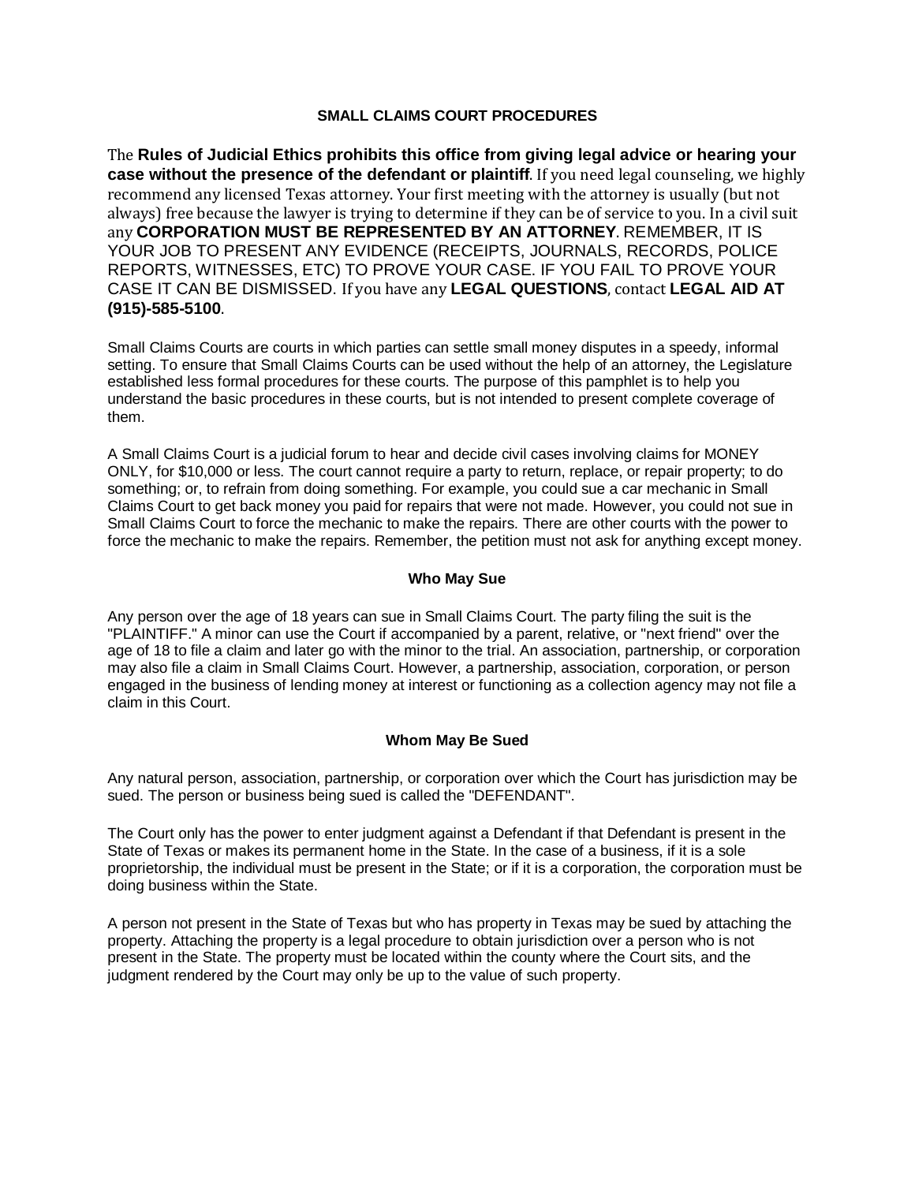## SMALL CLAIMS COURT PROCEDURES

The **Rules of Judicial Ethics prohibits this office from giving legal advice or hearing your case without the presence of the defendant or plaintiff**. If you need legal counseling, we highly recommend any licensed Texas attorney. Your first meeting with the attorney is usually (but not always) free because the lawyer is trying to determine if they can be of service to you. In a civil suit any **CORPORATION MUST BE REPRESENTED BY AN ATTORNEY**. REMEMBER, IT IS YOUR JOB TO PRESENT ANY EVIDENCE (RECEIPTS, JOURNALS, RECORDS, POLICE REPORTS, WITNESSES, ETC) TO PROVE YOUR CASE. IF YOU FAIL TO PROVE YOUR CASE IT CAN BE DISMISSED. If you have any **LEGAL QUESTIONS**, contact **LEGAL AID AT (915)-585-5100**.

Small Claims Courts are courts in which parties can settle small money disputes in a speedy, informal setting. To ensure that Small Claims Courts can be used without the help of an attorney, the Legislature established less formal procedures for these courts. The purpose of this pamphlet is to help you understand the basic procedures in these courts, but is not intended to present complete coverage of them.

A Small Claims Court is a judicial forum to hear and decide civil cases involving claims for MONEY ONLY, for $10,000 or less. The court cannot require a party to return, replace, or repair property; to do something; or, to refrain from doing something. For example, you could sue a car mechanic in Small Claims Court to get back money you paid for repairs that were not made. However, you could not sue in Small Claims Court to force the mechanic to make the repairs. There are other courts with the power to force the mechanic to make the repairs. Remember, the petition must not ask for anything except money.

### Who May Sue

Any person over the age of 18 years can sue in Small Claims Court. The party filing the suit is the "PLAINTIFF." A minor can use the Court if accompanied by a parent, relative, or "next friend" over the age of 18 to file a claim and later go with the minor to the trial. An association, partnership, or corporation may also file a claim in Small Claims Court. However, a partnership, association, corporation, or person engaged in the business of lending money at interest or functioning as a collection agency may not file a claim in this Court.

### Whom May Be Sued

Any natural person, association, partnership, or corporation over which the Court has jurisdiction may be sued. The person or business being sued is called the "DEFENDANT".

The Court only has the power to enter judgment against a Defendant if that Defendant is present in the State of Texas or makes its permanent home in the State. In the case of a business, if it is a sole proprietorship, the individual must be present in the State; or if it is a corporation, the corporation must be doing business within the State.

A person not present in the State of Texas but who has property in Texas may be sued by attaching the property. Attaching the property is a legal procedure to obtain jurisdiction over a person who is not present in the State. The property must be located within the county where the Court sits, and the judgment rendered by the Court may only be up to the value of such property.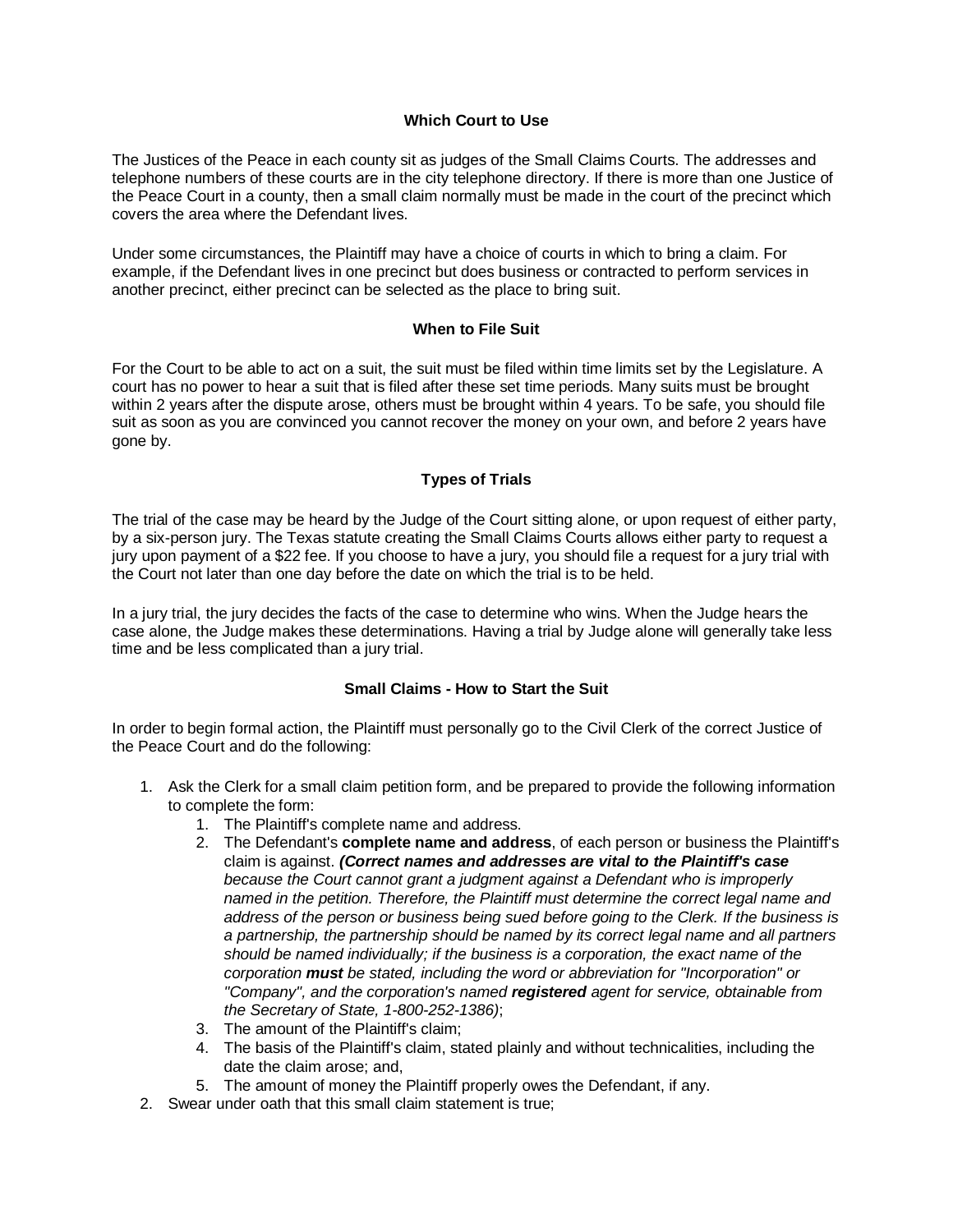### Which Court to Use

The Justices of the Peace in each county sit as judges of the Small Claims Courts. The addresses and telephone numbers of these courts are in the city telephone directory. If there is more than one Justice of the Peace Court in a county, then a small claim normally must be made in the court of the precinct which covers the area where the Defendant lives.

Under some circumstances, the Plaintiff may have a choice of courts in which to bring a claim. For example, if the Defendant lives in one precinct but does business or contracted to perform services in another precinct, either precinct can be selected as the place to bring suit.

### When to File Suit

For the Court to be able to act on a suit, the suit must be filed within time limits set by the Legislature. A court has no power to hear a suit that is filed after these set time periods. Many suits must be brought within 2 years after the dispute arose, others must be brought within 4 years. To be safe, you should file suit as soon as you are convinced you cannot recover the money on your own, and before 2 years have gone by.

### Types of Trials

The trial of the case may be heard by the Judge of the Court sitting alone, or upon request of either party, by a six-person jury. The Texas statute creating the Small Claims Courts allows either party to request a jury upon payment of a $22 fee. If you choose to have a jury, you should file a request for a jury trial with the Court not later than one day before the date on which the trial is to be held.

In a jury trial, the jury decides the facts of the case to determine who wins. When the Judge hears the case alone, the Judge makes these determinations. Having a trial by Judge alone will generally take less time and be less complicated than a jury trial.

### Small Claims - How to Start the Suit

In order to begin formal action, the Plaintiff must personally go to the Civil Clerk of the correct Justice of the Peace Court and do the following:

1. Ask the Clerk for a small claim petition form, and be prepared to provide the following information to complete the form:
   1. The Plaintiff's complete name and address.
   2. The Defendant's **complete name and address**, of each person or business the Plaintiff's claim is against. ***(Correct names and addresses are vital to the Plaintiff's case*** *because the Court cannot grant a judgment against a Defendant who is improperly named in the petition. Therefore, the Plaintiff must determine the correct legal name and address of the person or business being sued before going to the Clerk. If the business is a partnership, the partnership should be named by its correct legal name and all partners should be named individually; if the business is a corporation, the exact name of the corporation* ***must*** *be stated, including the word or abbreviation for "Incorporation" or "Company", and the corporation's named* ***registered*** *agent for service, obtainable from the Secretary of State, 1-800-252-1386)*;
   3. The amount of the Plaintiff's claim;
   4. The basis of the Plaintiff's claim, stated plainly and without technicalities, including the date the claim arose; and,
   5. The amount of money the Plaintiff properly owes the Defendant, if any.
2. Swear under oath that this small claim statement is true;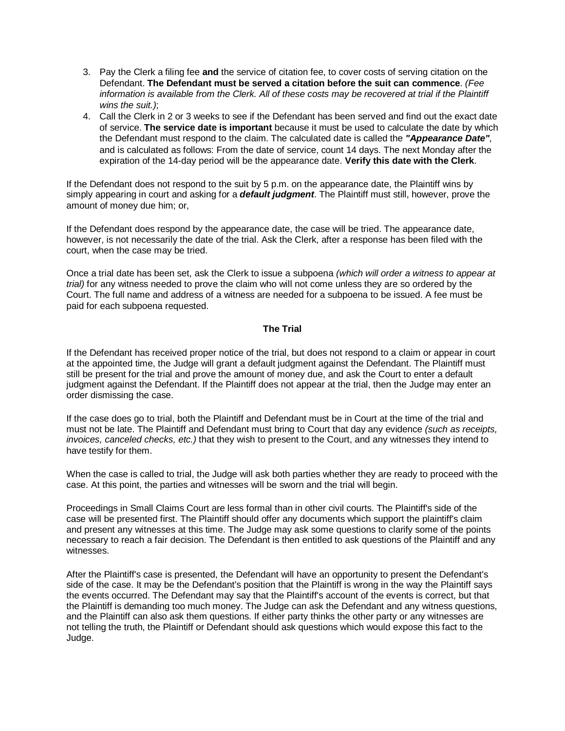3. Pay the Clerk a filing fee **and** the service of citation fee, to cover costs of serving citation on the Defendant. **The Defendant must be served a citation before the suit can commence**. *(Fee information is available from the Clerk. All of these costs may be recovered at trial if the Plaintiff wins the suit.)*;
4. Call the Clerk in 2 or 3 weeks to see if the Defendant has been served and find out the exact date of service. **The service date is important** because it must be used to calculate the date by which the Defendant must respond to the claim. The calculated date is called the ***"Appearance Date"***, and is calculated as follows: From the date of service, count 14 days. The next Monday after the expiration of the 14-day period will be the appearance date. **Verify this date with the Clerk**.

If the Defendant does not respond to the suit by 5 p.m. on the appearance date, the Plaintiff wins by simply appearing in court and asking for a ***default judgment***. The Plaintiff must still, however, prove the amount of money due him; or,

If the Defendant does respond by the appearance date, the case will be tried. The appearance date, however, is not necessarily the date of the trial. Ask the Clerk, after a response has been filed with the court, when the case may be tried.

Once a trial date has been set, ask the Clerk to issue a subpoena *(which will order a witness to appear at trial)* for any witness needed to prove the claim who will not come unless they are so ordered by the Court. The full name and address of a witness are needed for a subpoena to be issued. A fee must be paid for each subpoena requested.

## The Trial

If the Defendant has received proper notice of the trial, but does not respond to a claim or appear in court at the appointed time, the Judge will grant a default judgment against the Defendant. The Plaintiff must still be present for the trial and prove the amount of money due, and ask the Court to enter a default judgment against the Defendant. If the Plaintiff does not appear at the trial, then the Judge may enter an order dismissing the case.

If the case does go to trial, both the Plaintiff and Defendant must be in Court at the time of the trial and must not be late. The Plaintiff and Defendant must bring to Court that day any evidence *(such as receipts, invoices, canceled checks, etc.)* that they wish to present to the Court, and any witnesses they intend to have testify for them.

When the case is called to trial, the Judge will ask both parties whether they are ready to proceed with the case. At this point, the parties and witnesses will be sworn and the trial will begin.

Proceedings in Small Claims Court are less formal than in other civil courts. The Plaintiff's side of the case will be presented first. The Plaintiff should offer any documents which support the plaintiff's claim and present any witnesses at this time. The Judge may ask some questions to clarify some of the points necessary to reach a fair decision. The Defendant is then entitled to ask questions of the Plaintiff and any witnesses.

After the Plaintiff's case is presented, the Defendant will have an opportunity to present the Defendant's side of the case. It may be the Defendant's position that the Plaintiff is wrong in the way the Plaintiff says the events occurred. The Defendant may say that the Plaintiff's account of the events is correct, but that the Plaintiff is demanding too much money. The Judge can ask the Defendant and any witness questions, and the Plaintiff can also ask them questions. If either party thinks the other party or any witnesses are not telling the truth, the Plaintiff or Defendant should ask questions which would expose this fact to the Judge.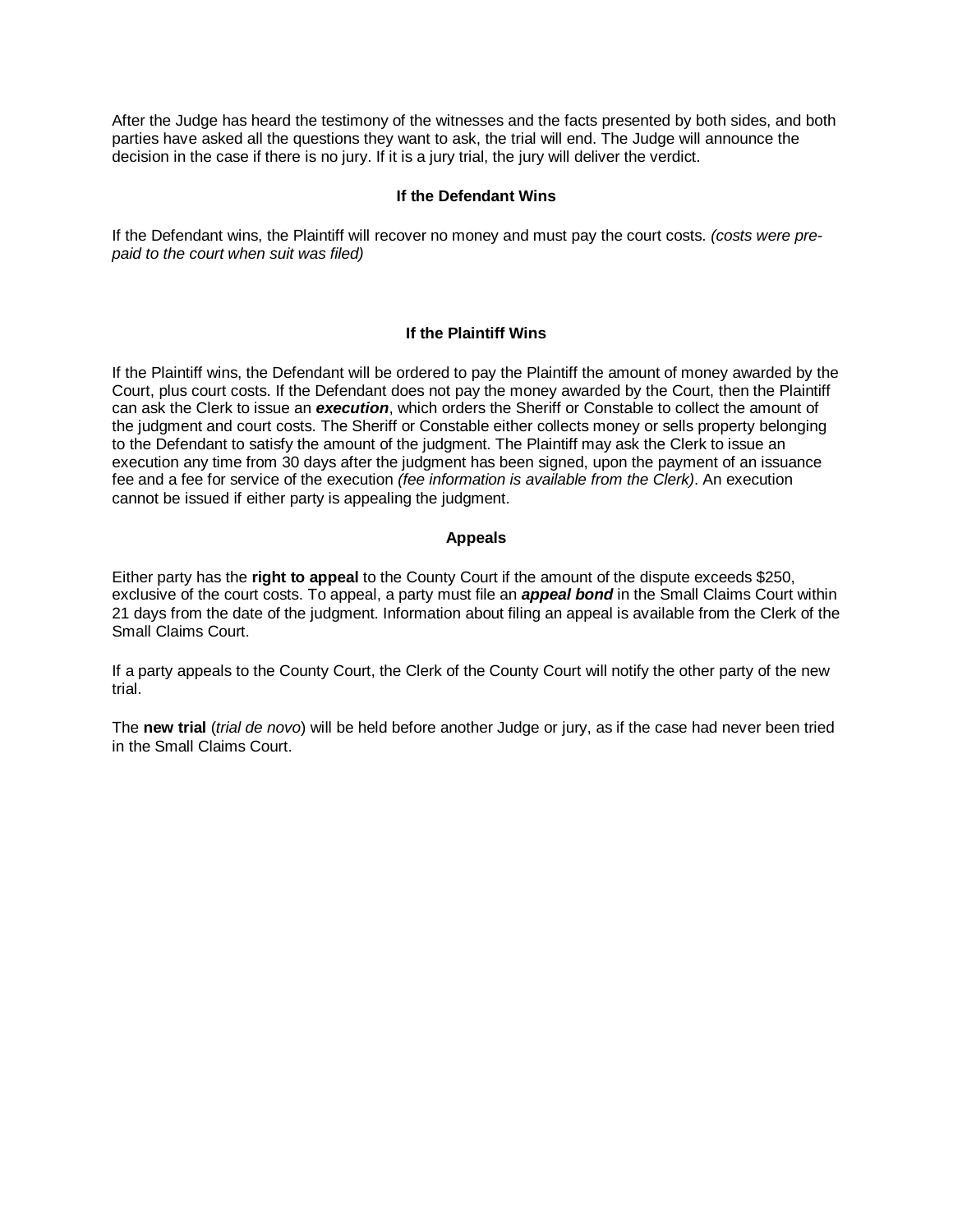After the Judge has heard the testimony of the witnesses and the facts presented by both sides, and both parties have asked all the questions they want to ask, the trial will end. The Judge will announce the decision in the case if there is no jury. If it is a jury trial, the jury will deliver the verdict.

### If the Defendant Wins

If the Defendant wins, the Plaintiff will recover no money and must pay the court costs. *(costs were pre-paid to the court when suit was filed)*

### If the Plaintiff Wins

If the Plaintiff wins, the Defendant will be ordered to pay the Plaintiff the amount of money awarded by the Court, plus court costs. If the Defendant does not pay the money awarded by the Court, then the Plaintiff can ask the Clerk to issue an ***execution***, which orders the Sheriff or Constable to collect the amount of the judgment and court costs. The Sheriff or Constable either collects money or sells property belonging to the Defendant to satisfy the amount of the judgment. The Plaintiff may ask the Clerk to issue an execution any time from 30 days after the judgment has been signed, upon the payment of an issuance fee and a fee for service of the execution *(fee information is available from the Clerk)*. An execution cannot be issued if either party is appealing the judgment.

### Appeals

Either party has the **right to appeal** to the County Court if the amount of the dispute exceeds $250, exclusive of the court costs. To appeal, a party must file an ***appeal bond*** in the Small Claims Court within 21 days from the date of the judgment. Information about filing an appeal is available from the Clerk of the Small Claims Court.

If a party appeals to the County Court, the Clerk of the County Court will notify the other party of the new trial.

The **new trial** (*trial de novo*) will be held before another Judge or jury, as if the case had never been tried in the Small Claims Court.